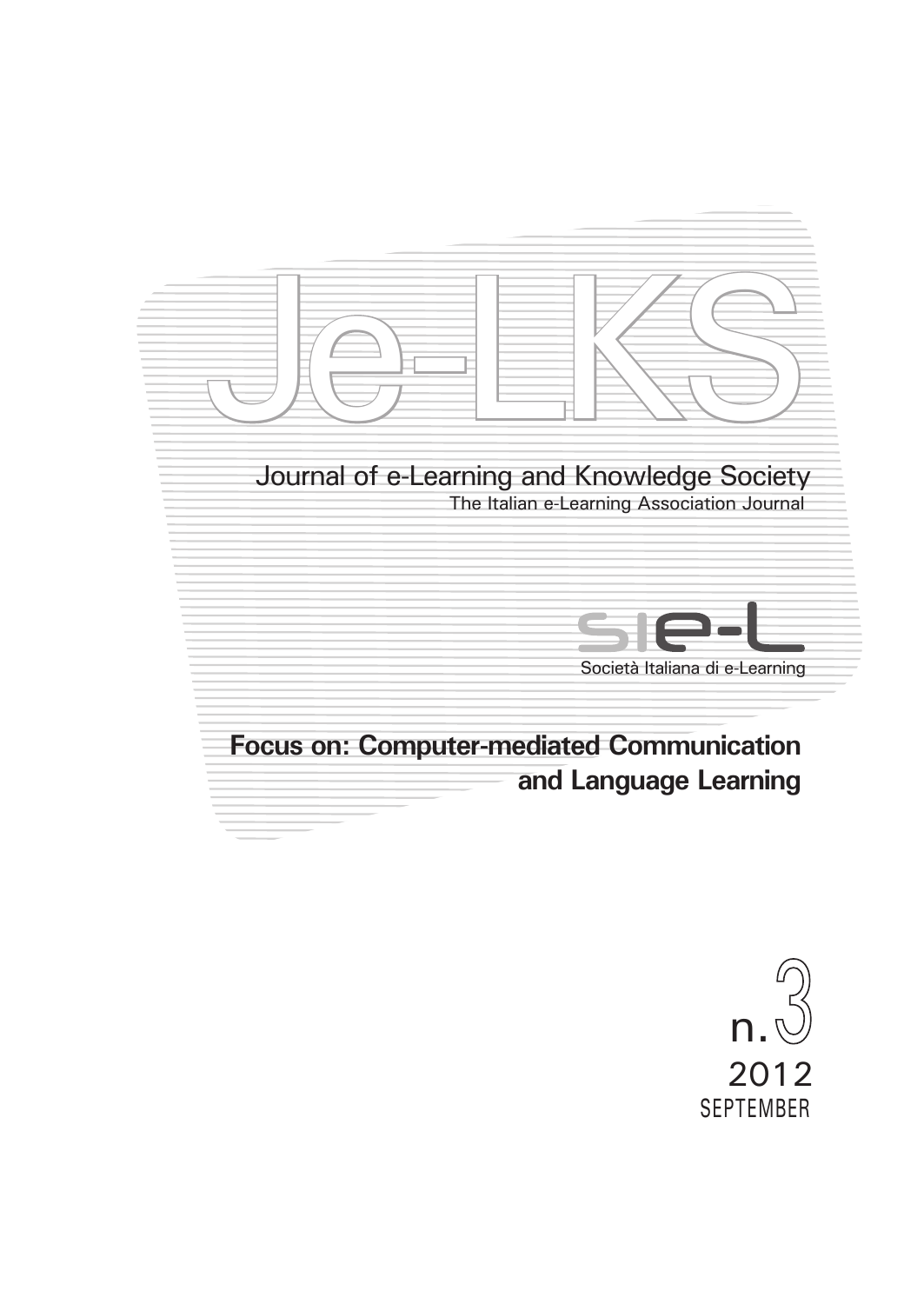# Je-LKS

## Journal of e-Learning and Knowledge Society

The Italian e-Learning Association Journal

SIe-L

Società Italiana di e-Learning

**Focus on: Computer-mediated Communication and Language Learning**

n. 3

2012

SEPTEMBER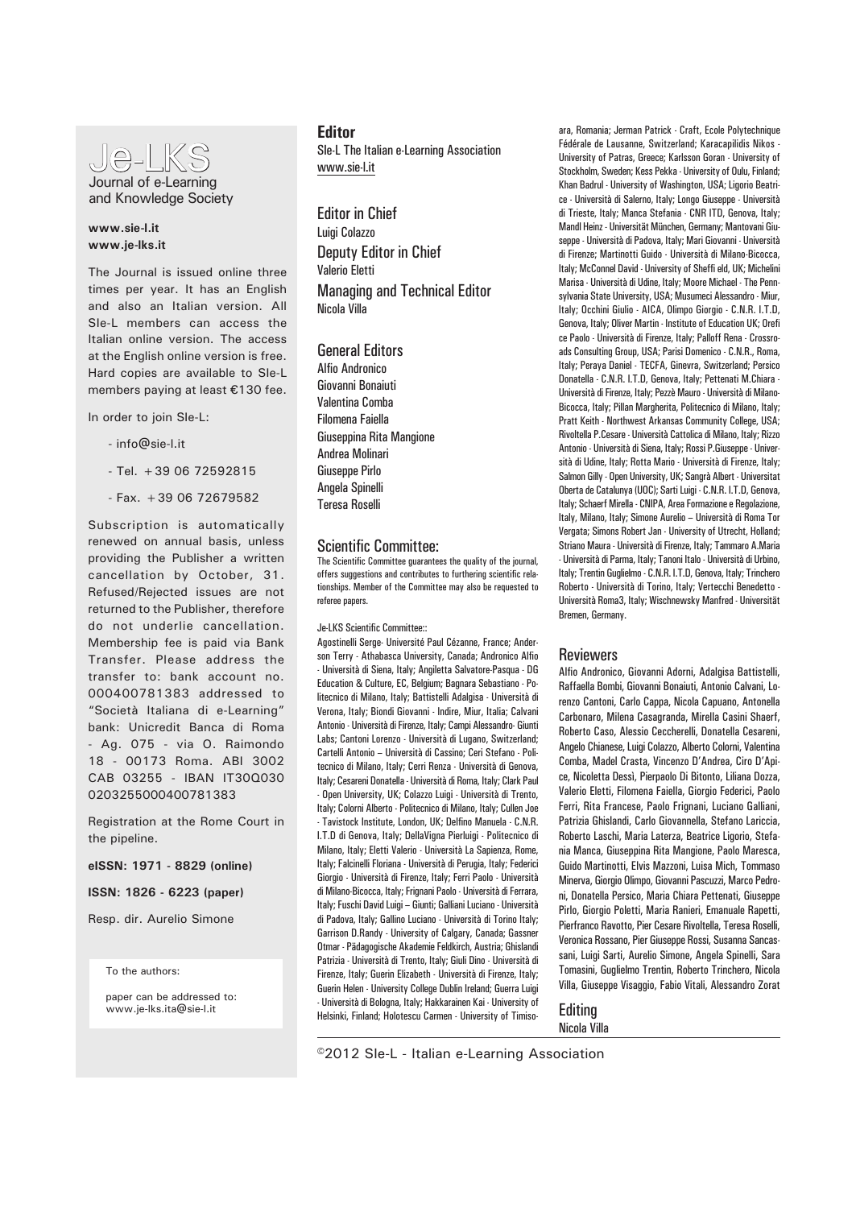# Je-LKS

Journal of e-Learning and Knowledge Society

**www.sie-l.it**
**www.je-lks.it**

The Journal is issued online three times per year. It has an English and also an Italian version. All SIe-L members can access the Italian online version. The access at the English online version is free. Hard copies are available to SIe-L members paying at least €130 fee.

In order to join SIe-L:

- info@sie-l.it
- Tel. +39 06 72592815
- Fax. +39 06 72679582

Subscription is automatically renewed on annual basis, unless providing the Publisher a written cancellation by October, 31. Refused/Rejected issues are not returned to the Publisher, therefore do not underlie cancellation. Membership fee is paid via Bank Transfer. Please address the transfer to: bank account no. 000400781383 addressed to "Società Italiana di e-Learning" bank: Unicredit Banca di Roma - Ag. 075 - via O. Raimondo 18 - 00173 Roma. ABI 3002 CAB 03255 - IBAN IT30Q030 0203255000400781383

Registration at the Rome Court in the pipeline.

**eISSN: 1971 - 8829 (online)**

**ISSN: 1826 - 6223 (paper)**

Resp. dir. Aurelio Simone

To the authors:

paper can be addressed to: www.je-lks.ita@sie-l.it

## Editor

SIe-L The Italian e-Learning Association
www.sie-l.it

## Editor in Chief

Luigi Colazzo

## Deputy Editor in Chief

Valerio Eletti

## Managing and Technical Editor

Nicola Villa

## General Editors

Alfio Andronico
Giovanni Bonaiuti
Valentina Comba
Filomena Faiella
Giuseppina Rita Mangione
Andrea Molinari
Giuseppe Pirlo
Angela Spinelli
Teresa Roselli

## Scientific Committee:

The Scientific Committee guarantees the quality of the journal, offers suggestions and contributes to furthering scientific relationships. Member of the Committee may also be requested to referee papers.

Je-LKS Scientific Committee::

Agostinelli Serge- Université Paul Cézanne, France; Anderson Terry - Athabasca University, Canada; Andronico Alfio - Università di Siena, Italy; Angiletta Salvatore-Pasqua - DG Education & Culture, EC, Belgium; Bagnara Sebastiano - Politecnico di Milano, Italy; Battistelli Adalgisa - Università di Verona, Italy; Biondi Giovanni - Indire, Miur, Italia; Calvani Antonio - Università di Firenze, Italy; Campi Alessandro- Giunti Labs; Cantoni Lorenzo - Università di Lugano, Switzerland; Cartelli Antonio – Università di Cassino; Ceri Stefano - Politecnico di Milano, Italy; Cerri Renza - Università di Genova, Italy; Cesareni Donatella - Università di Roma, Italy; Clark Paul - Open University, UK; Colazzo Luigi - Università di Trento, Italy; Colorni Alberto - Politecnico di Milano, Italy; Cullen Joe - Tavistock Institute, London, UK; Delfino Manuela - C.N.R. I.T.D di Genova, Italy; DellaVigna Pierluigi - Politecnico di Milano, Italy; Eletti Valerio - Università La Sapienza, Rome, Italy; Falcinelli Floriana - Università di Perugia, Italy; Federici Giorgio - Università di Firenze, Italy; Ferri Paolo - Università di Milano-Bicocca, Italy; Frignani Paolo - Università di Ferrara, Italy; Fuschi David Luigi – Giunti; Galliani Luciano - Università di Padova, Italy; Gallino Luciano - Università di Torino Italy; Garrison D.Randy - University of Calgary, Canada; Gassner Otmar - Pädagogische Akademie Feldkirch, Austria; Ghislandi Patrizia - Università di Trento, Italy; Giuli Dino - Università di Firenze, Italy; Guerin Elizabeth - Università di Firenze, Italy; Guerin Helen - University College Dublin Ireland; Guerra Luigi - Università di Bologna, Italy; Hakkarainen Kai - University of Helsinki, Finland; Holotescu Carmen - University of Timisoara, Romania; Jerman Patrick - Craft, Ecole Polytechnique Fédérale de Lausanne, Switzerland; Karacapilidis Nikos - University of Patras, Greece; Karlsson Goran - University of Stockholm, Sweden; Kess Pekka - University of Oulu, Finland; Khan Badrul - University of Washington, USA; Ligorio Beatrice - Università di Salerno, Italy; Longo Giuseppe - Università di Trieste, Italy; Manca Stefania - CNR ITD, Genova, Italy; Mandl Heinz - Universität München, Germany; Mantovani Giuseppe - Università di Padova, Italy; Mari Giovanni - Università di Firenze; Martinotti Guido - Università di Milano-Bicocca, Italy; McConnel David - University of Sheffi eld, UK; Michelini Marisa - Università di Udine, Italy; Moore Michael - The Pennsylvania State University, USA; Musumeci Alessandro - Miur, Italy; Occhini Giulio - AICA, Olimpo Giorgio - C.N.R. I.T.D, Genova, Italy; Oliver Martin - Institute of Education UK; Orefice Paolo - Università di Firenze, Italy; Palloff Rena - Crossroads Consulting Group, USA; Parisi Domenico - C.N.R., Roma, Italy; Peraya Daniel - TECFA, Ginevra, Switzerland; Persico Donatella - C.N.R. I.T.D, Genova, Italy; Pettenati M.Chiara - Università di Firenze, Italy; Pezzè Mauro - Università di Milano-Bicocca, Italy; Pillan Margherita, Politecnico di Milano, Italy; Pratt Keith - Northwest Arkansas Community College, USA; Rivoltella P.Cesare - Università Cattolica di Milano, Italy; Rizzo Antonio - Università di Siena, Italy; Rossi P.Giuseppe - Università di Udine, Italy; Rotta Mario - Università di Firenze, Italy; Salmon Gilly - Open University, UK; Sangrà Albert - Universitat Oberta de Catalunya (UOC); Sarti Luigi - C.N.R. I.T.D, Genova, Italy; Schaerf Mirella - CNIPA, Area Formazione e Regolazione, Italy, Milano, Italy; Simone Aurelio – Università di Roma Tor Vergata; Simons Robert Jan - University of Utrecht, Holland; Striano Maura - Università di Firenze, Italy; Tammaro A.Maria - Università di Parma, Italy; Tanoni Italo - Università di Urbino, Italy; Trentin Guglielmo - C.N.R. I.T.D, Genova, Italy; Trinchero Roberto - Università di Torino, Italy; Vertecchi Benedetto - Università Roma3, Italy; Wischnewsky Manfred - Universität Bremen, Germany.

## Reviewers

Alfio Andronico, Giovanni Adorni, Adalgisa Battistelli, Raffaella Bombi, Giovanni Bonaiuti, Antonio Calvani, Lorenzo Cantoni, Carlo Cappa, Nicola Capuano, Antonella Carbonaro, Milena Casagranda, Mirella Casini Shaerf, Roberto Caso, Alessio Ceccherelli, Donatella Cesareni, Angelo Chianese, Luigi Colazzo, Alberto Colorni, Valentina Comba, Madel Crasta, Vincenzo D'Andrea, Ciro D'Apice, Nicoletta Dessì, Pierpaolo Di Bitonto, Liliana Dozza, Valerio Eletti, Filomena Faiella, Giorgio Federici, Paolo Ferri, Rita Francese, Paolo Frignani, Luciano Galliani, Patrizia Ghislandi, Carlo Giovannella, Stefano Lariccia, Roberto Laschi, Maria Laterza, Beatrice Ligorio, Stefania Manca, Giuseppina Rita Mangione, Paolo Maresca, Guido Martinotti, Elvis Mazzoni, Luisa Mich, Tommaso Minerva, Giorgio Olimpo, Giovanni Pascuzzi, Marco Pedroni, Donatella Persico, Maria Chiara Pettenati, Giuseppe Pirlo, Giorgio Poletti, Maria Ranieri, Emanuale Rapetti, Pierfranco Ravotto, Pier Cesare Rivoltella, Teresa Roselli, Veronica Rossano, Pier Giuseppe Rossi, Susanna Sancassani, Luigi Sarti, Aurelio Simone, Angela Spinelli, Sara Tomasini, Guglielmo Trentin, Roberto Trinchero, Nicola Villa, Giuseppe Visaggio, Fabio Vitali, Alessandro Zorat

## Editing

Nicola Villa

©2012 SIe-L - Italian e-Learning Association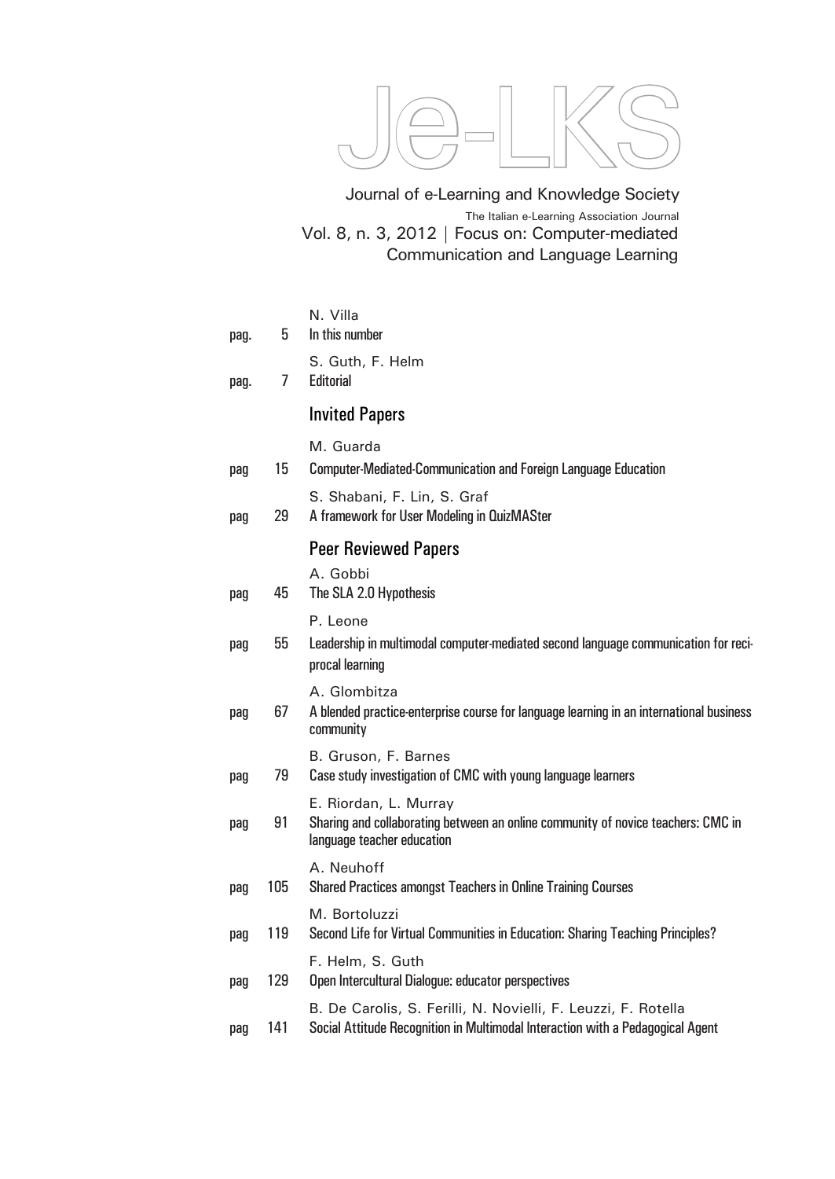# Je-LKS

Journal of e-Learning and Knowledge Society

The Italian e-Learning Association Journal

Vol. 8, n. 3, 2012 | Focus on: Computer-mediated Communication and Language Learning

N. Villa
pag. 5 In this number

S. Guth, F. Helm
pag. 7 Editorial

## Invited Papers

M. Guarda
pag 15 Computer-Mediated-Communication and Foreign Language Education

S. Shabani, F. Lin, S. Graf
pag 29 A framework for User Modeling in QuizMASter

## Peer Reviewed Papers

A. Gobbi
pag 45 The SLA 2.0 Hypothesis

P. Leone
pag 55 Leadership in multimodal computer-mediated second language communication for reciprocal learning

A. Glombitza
pag 67 A blended practice-enterprise course for language learning in an international business community

B. Gruson, F. Barnes
pag 79 Case study investigation of CMC with young language learners

E. Riordan, L. Murray
pag 91 Sharing and collaborating between an online community of novice teachers: CMC in language teacher education

A. Neuhoff
pag 105 Shared Practices amongst Teachers in Online Training Courses

M. Bortoluzzi
pag 119 Second Life for Virtual Communities in Education: Sharing Teaching Principles?

F. Helm, S. Guth
pag 129 Open Intercultural Dialogue: educator perspectives

B. De Carolis, S. Ferilli, N. Novielli, F. Leuzzi, F. Rotella
pag 141 Social Attitude Recognition in Multimodal Interaction with a Pedagogical Agent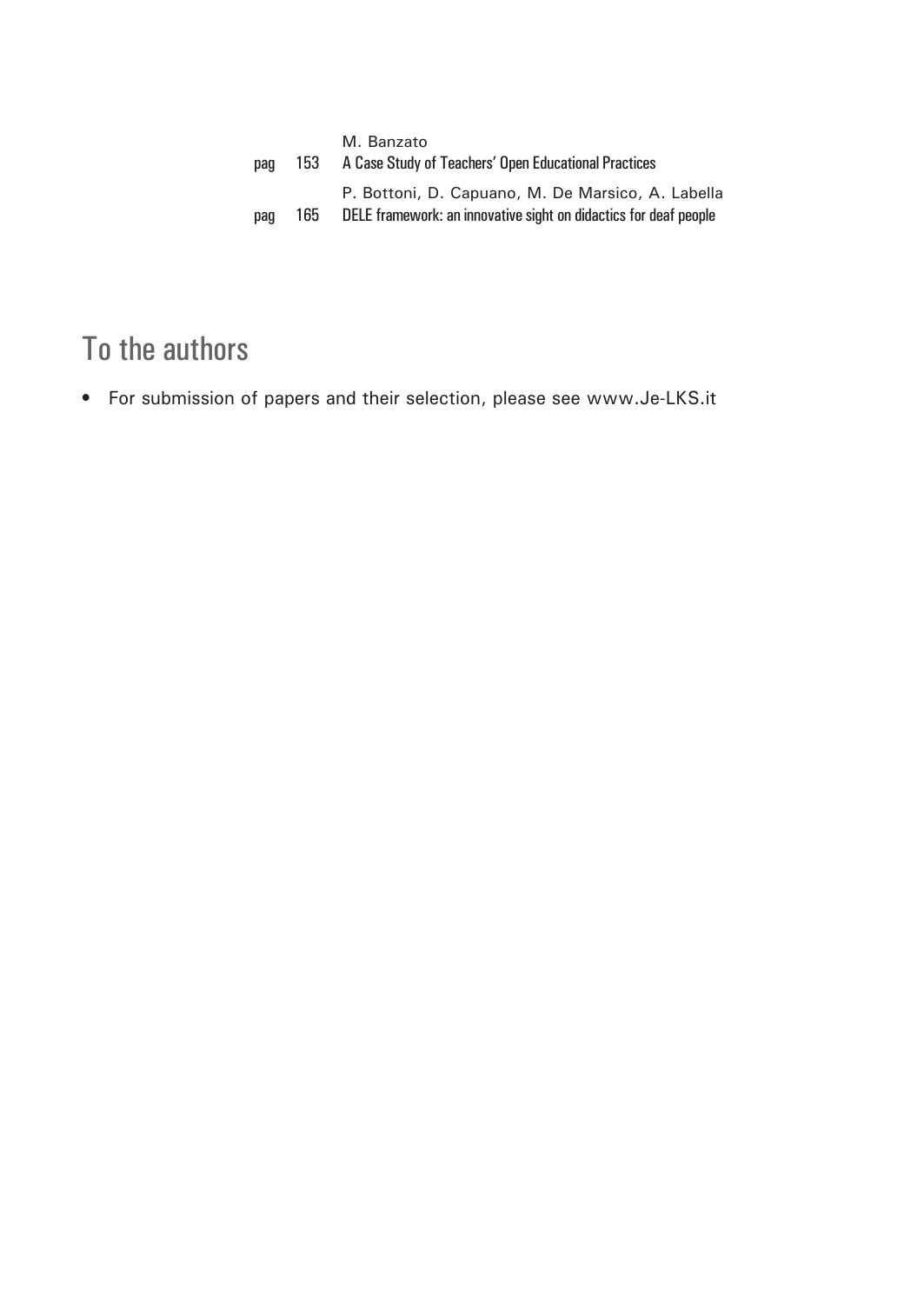M. Banzato

pag 153 A Case Study of Teachers' Open Educational Practices

P. Bottoni, D. Capuano, M. De Marsico, A. Labella

pag 165 DELE framework: an innovative sight on didactics for deaf people

# To the authors

- For submission of papers and their selection, please see www.Je-LKS.it